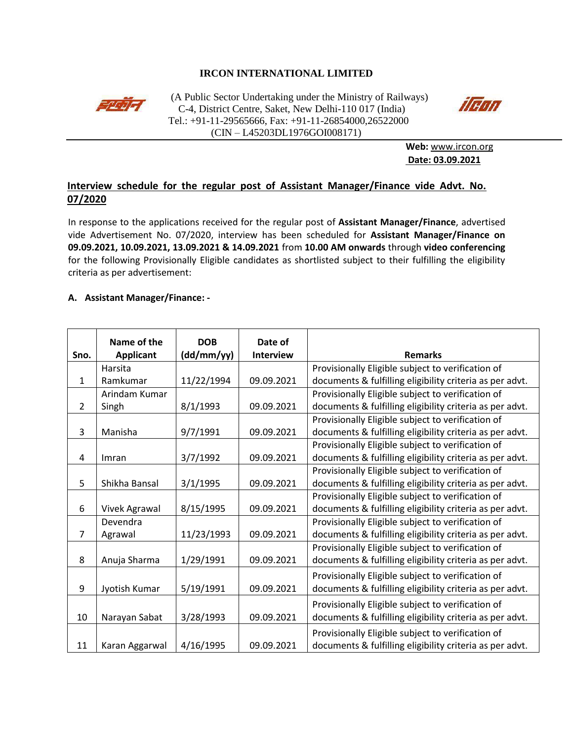**IRCON INTERNATIONAL LIMITED**

(A Public Sector Undertaking under the Ministry of Railways)
C-4, District Centre, Saket, New Delhi-110 017 (India)
Tel.: +91-11-29565666, Fax: +91-11-26854000,26522000
(CIN – L45203DL1976GOI008171)

**Web:** www.ircon.org
**Date: 03.09.2021**

## Interview schedule for the regular post of Assistant Manager/Finance vide Advt. No. 07/2020

In response to the applications received for the regular post of **Assistant Manager/Finance**, advertised vide Advertisement No. 07/2020, interview has been scheduled for **Assistant Manager/Finance on 09.09.2021, 10.09.2021, 13.09.2021 & 14.09.2021** from **10.00 AM onwards** through **video conferencing** for the following Provisionally Eligible candidates as shortlisted subject to their fulfilling the eligibility criteria as per advertisement:

### A. Assistant Manager/Finance: -

| Sno. | Name of the Applicant | DOB (dd/mm/yy) | Date of Interview | Remarks |
|---|---|---|---|---|
| 1 | Harsita Ramkumar | 11/22/1994 | 09.09.2021 | Provisionally Eligible subject to verification of documents & fulfilling eligibility criteria as per advt. |
| 2 | Arindam Kumar Singh | 8/1/1993 | 09.09.2021 | Provisionally Eligible subject to verification of documents & fulfilling eligibility criteria as per advt. |
| 3 | Manisha | 9/7/1991 | 09.09.2021 | Provisionally Eligible subject to verification of documents & fulfilling eligibility criteria as per advt. |
| 4 | Imran | 3/7/1992 | 09.09.2021 | Provisionally Eligible subject to verification of documents & fulfilling eligibility criteria as per advt. |
| 5 | Shikha Bansal | 3/1/1995 | 09.09.2021 | Provisionally Eligible subject to verification of documents & fulfilling eligibility criteria as per advt. |
| 6 | Vivek Agrawal | 8/15/1995 | 09.09.2021 | Provisionally Eligible subject to verification of documents & fulfilling eligibility criteria as per advt. |
| 7 | Devendra Agrawal | 11/23/1993 | 09.09.2021 | Provisionally Eligible subject to verification of documents & fulfilling eligibility criteria as per advt. |
| 8 | Anuja Sharma | 1/29/1991 | 09.09.2021 | Provisionally Eligible subject to verification of documents & fulfilling eligibility criteria as per advt. |
| 9 | Jyotish Kumar | 5/19/1991 | 09.09.2021 | Provisionally Eligible subject to verification of documents & fulfilling eligibility criteria as per advt. |
| 10 | Narayan Sabat | 3/28/1993 | 09.09.2021 | Provisionally Eligible subject to verification of documents & fulfilling eligibility criteria as per advt. |
| 11 | Karan Aggarwal | 4/16/1995 | 09.09.2021 | Provisionally Eligible subject to verification of documents & fulfilling eligibility criteria as per advt. |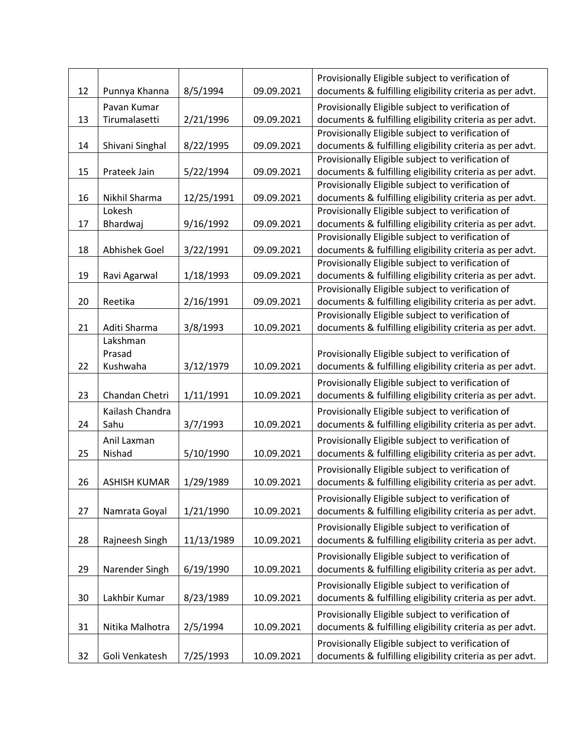| 12 | Punnya Khanna | 8/5/1994 | 09.09.2021 | Provisionally Eligible subject to verification of documents & fulfilling eligibility criteria as per advt. |
|---|---|---|---|---|
| 13 | Pavan Kumar Tirumalasetti | 2/21/1996 | 09.09.2021 | Provisionally Eligible subject to verification of documents & fulfilling eligibility criteria as per advt. |
| 14 | Shivani Singhal | 8/22/1995 | 09.09.2021 | Provisionally Eligible subject to verification of documents & fulfilling eligibility criteria as per advt. |
| 15 | Prateek Jain | 5/22/1994 | 09.09.2021 | Provisionally Eligible subject to verification of documents & fulfilling eligibility criteria as per advt. |
| 16 | Nikhil Sharma | 12/25/1991 | 09.09.2021 | Provisionally Eligible subject to verification of documents & fulfilling eligibility criteria as per advt. |
| 17 | Lokesh Bhardwaj | 9/16/1992 | 09.09.2021 | Provisionally Eligible subject to verification of documents & fulfilling eligibility criteria as per advt. |
| 18 | Abhishek Goel | 3/22/1991 | 09.09.2021 | Provisionally Eligible subject to verification of documents & fulfilling eligibility criteria as per advt. |
| 19 | Ravi Agarwal | 1/18/1993 | 09.09.2021 | Provisionally Eligible subject to verification of documents & fulfilling eligibility criteria as per advt. |
| 20 | Reetika | 2/16/1991 | 09.09.2021 | Provisionally Eligible subject to verification of documents & fulfilling eligibility criteria as per advt. |
| 21 | Aditi Sharma | 3/8/1993 | 10.09.2021 | Provisionally Eligible subject to verification of documents & fulfilling eligibility criteria as per advt. |
| 22 | Lakshman Prasad Kushwaha | 3/12/1979 | 10.09.2021 | Provisionally Eligible subject to verification of documents & fulfilling eligibility criteria as per advt. |
| 23 | Chandan Chetri | 1/11/1991 | 10.09.2021 | Provisionally Eligible subject to verification of documents & fulfilling eligibility criteria as per advt. |
| 24 | Kailash Chandra Sahu | 3/7/1993 | 10.09.2021 | Provisionally Eligible subject to verification of documents & fulfilling eligibility criteria as per advt. |
| 25 | Anil Laxman Nishad | 5/10/1990 | 10.09.2021 | Provisionally Eligible subject to verification of documents & fulfilling eligibility criteria as per advt. |
| 26 | ASHISH KUMAR | 1/29/1989 | 10.09.2021 | Provisionally Eligible subject to verification of documents & fulfilling eligibility criteria as per advt. |
| 27 | Namrata Goyal | 1/21/1990 | 10.09.2021 | Provisionally Eligible subject to verification of documents & fulfilling eligibility criteria as per advt. |
| 28 | Rajneesh Singh | 11/13/1989 | 10.09.2021 | Provisionally Eligible subject to verification of documents & fulfilling eligibility criteria as per advt. |
| 29 | Narender Singh | 6/19/1990 | 10.09.2021 | Provisionally Eligible subject to verification of documents & fulfilling eligibility criteria as per advt. |
| 30 | Lakhbir Kumar | 8/23/1989 | 10.09.2021 | Provisionally Eligible subject to verification of documents & fulfilling eligibility criteria as per advt. |
| 31 | Nitika Malhotra | 2/5/1994 | 10.09.2021 | Provisionally Eligible subject to verification of documents & fulfilling eligibility criteria as per advt. |
| 32 | Goli Venkatesh | 7/25/1993 | 10.09.2021 | Provisionally Eligible subject to verification of documents & fulfilling eligibility criteria as per advt. |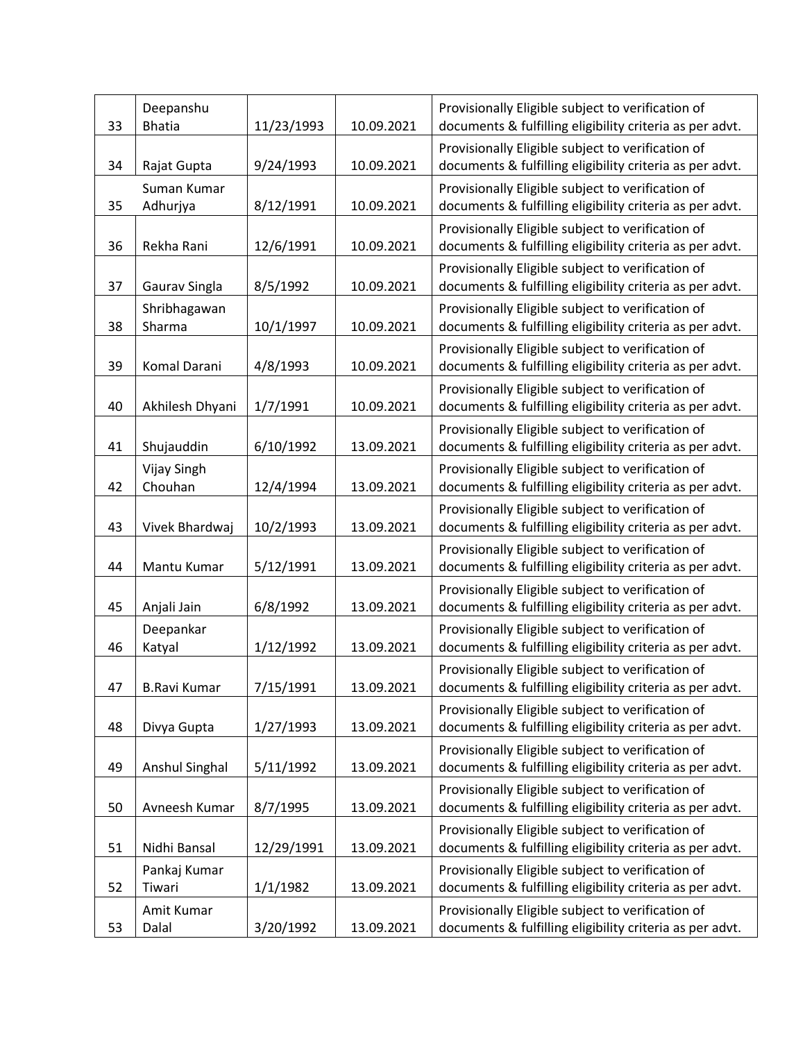| 33 | Deepanshu Bhatia | 11/23/1993 | 10.09.2021 | Provisionally Eligible subject to verification of documents & fulfilling eligibility criteria as per advt. |
|---|---|---|---|---|
| 34 | Rajat Gupta | 9/24/1993 | 10.09.2021 | Provisionally Eligible subject to verification of documents & fulfilling eligibility criteria as per advt. |
| 35 | Suman Kumar Adhurjya | 8/12/1991 | 10.09.2021 | Provisionally Eligible subject to verification of documents & fulfilling eligibility criteria as per advt. |
| 36 | Rekha Rani | 12/6/1991 | 10.09.2021 | Provisionally Eligible subject to verification of documents & fulfilling eligibility criteria as per advt. |
| 37 | Gaurav Singla | 8/5/1992 | 10.09.2021 | Provisionally Eligible subject to verification of documents & fulfilling eligibility criteria as per advt. |
| 38 | Shribhagawan Sharma | 10/1/1997 | 10.09.2021 | Provisionally Eligible subject to verification of documents & fulfilling eligibility criteria as per advt. |
| 39 | Komal Darani | 4/8/1993 | 10.09.2021 | Provisionally Eligible subject to verification of documents & fulfilling eligibility criteria as per advt. |
| 40 | Akhilesh Dhyani | 1/7/1991 | 10.09.2021 | Provisionally Eligible subject to verification of documents & fulfilling eligibility criteria as per advt. |
| 41 | Shujauddin | 6/10/1992 | 13.09.2021 | Provisionally Eligible subject to verification of documents & fulfilling eligibility criteria as per advt. |
| 42 | Vijay Singh Chouhan | 12/4/1994 | 13.09.2021 | Provisionally Eligible subject to verification of documents & fulfilling eligibility criteria as per advt. |
| 43 | Vivek Bhardwaj | 10/2/1993 | 13.09.2021 | Provisionally Eligible subject to verification of documents & fulfilling eligibility criteria as per advt. |
| 44 | Mantu Kumar | 5/12/1991 | 13.09.2021 | Provisionally Eligible subject to verification of documents & fulfilling eligibility criteria as per advt. |
| 45 | Anjali Jain | 6/8/1992 | 13.09.2021 | Provisionally Eligible subject to verification of documents & fulfilling eligibility criteria as per advt. |
| 46 | Deepankar Katyal | 1/12/1992 | 13.09.2021 | Provisionally Eligible subject to verification of documents & fulfilling eligibility criteria as per advt. |
| 47 | B.Ravi Kumar | 7/15/1991 | 13.09.2021 | Provisionally Eligible subject to verification of documents & fulfilling eligibility criteria as per advt. |
| 48 | Divya Gupta | 1/27/1993 | 13.09.2021 | Provisionally Eligible subject to verification of documents & fulfilling eligibility criteria as per advt. |
| 49 | Anshul Singhal | 5/11/1992 | 13.09.2021 | Provisionally Eligible subject to verification of documents & fulfilling eligibility criteria as per advt. |
| 50 | Avneesh Kumar | 8/7/1995 | 13.09.2021 | Provisionally Eligible subject to verification of documents & fulfilling eligibility criteria as per advt. |
| 51 | Nidhi Bansal | 12/29/1991 | 13.09.2021 | Provisionally Eligible subject to verification of documents & fulfilling eligibility criteria as per advt. |
| 52 | Pankaj Kumar Tiwari | 1/1/1982 | 13.09.2021 | Provisionally Eligible subject to verification of documents & fulfilling eligibility criteria as per advt. |
| 53 | Amit Kumar Dalal | 3/20/1992 | 13.09.2021 | Provisionally Eligible subject to verification of documents & fulfilling eligibility criteria as per advt. |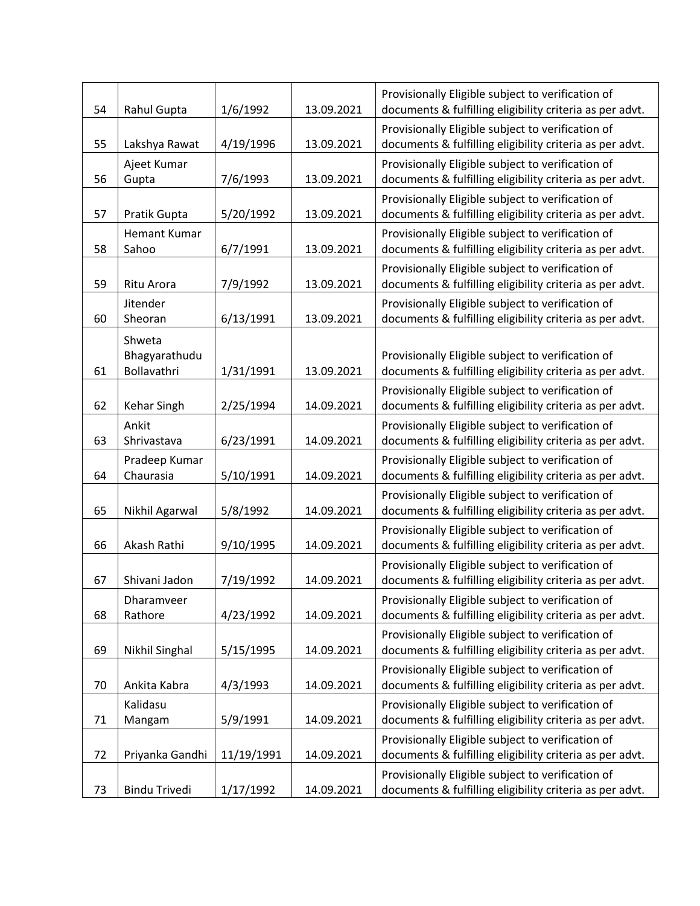| 54 | Rahul Gupta | 1/6/1992 | 13.09.2021 | Provisionally Eligible subject to verification of documents & fulfilling eligibility criteria as per advt. |
|---|---|---|---|---|
| 55 | Lakshya Rawat | 4/19/1996 | 13.09.2021 | Provisionally Eligible subject to verification of documents & fulfilling eligibility criteria as per advt. |
| 56 | Ajeet Kumar Gupta | 7/6/1993 | 13.09.2021 | Provisionally Eligible subject to verification of documents & fulfilling eligibility criteria as per advt. |
| 57 | Pratik Gupta | 5/20/1992 | 13.09.2021 | Provisionally Eligible subject to verification of documents & fulfilling eligibility criteria as per advt. |
| 58 | Hemant Kumar Sahoo | 6/7/1991 | 13.09.2021 | Provisionally Eligible subject to verification of documents & fulfilling eligibility criteria as per advt. |
| 59 | Ritu Arora | 7/9/1992 | 13.09.2021 | Provisionally Eligible subject to verification of documents & fulfilling eligibility criteria as per advt. |
| 60 | Jitender Sheoran | 6/13/1991 | 13.09.2021 | Provisionally Eligible subject to verification of documents & fulfilling eligibility criteria as per advt. |
| 61 | Shweta Bhagyarathudu Bollavathri | 1/31/1991 | 13.09.2021 | Provisionally Eligible subject to verification of documents & fulfilling eligibility criteria as per advt. |
| 62 | Kehar Singh | 2/25/1994 | 14.09.2021 | Provisionally Eligible subject to verification of documents & fulfilling eligibility criteria as per advt. |
| 63 | Ankit Shrivastava | 6/23/1991 | 14.09.2021 | Provisionally Eligible subject to verification of documents & fulfilling eligibility criteria as per advt. |
| 64 | Pradeep Kumar Chaurasia | 5/10/1991 | 14.09.2021 | Provisionally Eligible subject to verification of documents & fulfilling eligibility criteria as per advt. |
| 65 | Nikhil Agarwal | 5/8/1992 | 14.09.2021 | Provisionally Eligible subject to verification of documents & fulfilling eligibility criteria as per advt. |
| 66 | Akash Rathi | 9/10/1995 | 14.09.2021 | Provisionally Eligible subject to verification of documents & fulfilling eligibility criteria as per advt. |
| 67 | Shivani Jadon | 7/19/1992 | 14.09.2021 | Provisionally Eligible subject to verification of documents & fulfilling eligibility criteria as per advt. |
| 68 | Dharamveer Rathore | 4/23/1992 | 14.09.2021 | Provisionally Eligible subject to verification of documents & fulfilling eligibility criteria as per advt. |
| 69 | Nikhil Singhal | 5/15/1995 | 14.09.2021 | Provisionally Eligible subject to verification of documents & fulfilling eligibility criteria as per advt. |
| 70 | Ankita Kabra | 4/3/1993 | 14.09.2021 | Provisionally Eligible subject to verification of documents & fulfilling eligibility criteria as per advt. |
| 71 | Kalidasu Mangam | 5/9/1991 | 14.09.2021 | Provisionally Eligible subject to verification of documents & fulfilling eligibility criteria as per advt. |
| 72 | Priyanka Gandhi | 11/19/1991 | 14.09.2021 | Provisionally Eligible subject to verification of documents & fulfilling eligibility criteria as per advt. |
| 73 | Bindu Trivedi | 1/17/1992 | 14.09.2021 | Provisionally Eligible subject to verification of documents & fulfilling eligibility criteria as per advt. |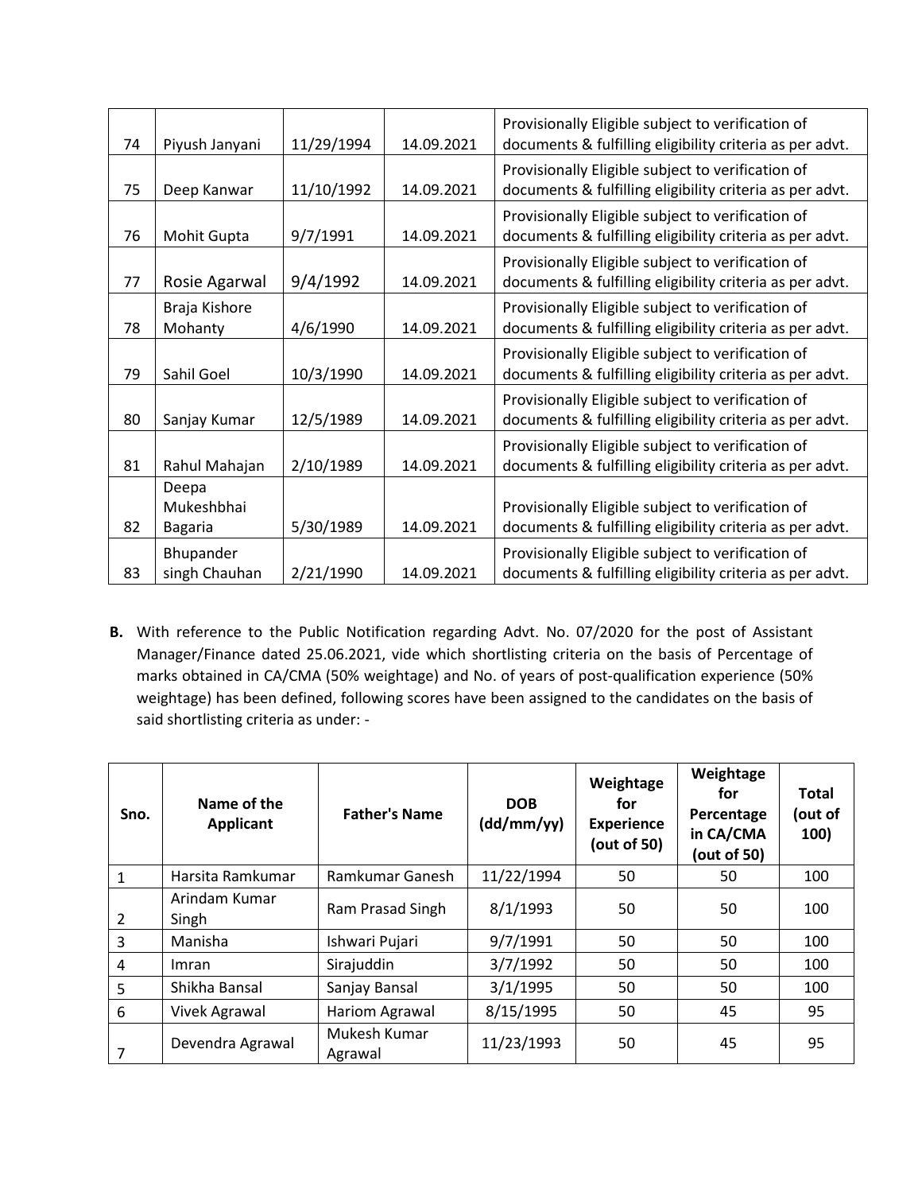| 74 | Piyush Janyani | 11/29/1994 | 14.09.2021 | Provisionally Eligible subject to verification of documents & fulfilling eligibility criteria as per advt. |
|---|---|---|---|---|
| 75 | Deep Kanwar | 11/10/1992 | 14.09.2021 | Provisionally Eligible subject to verification of documents & fulfilling eligibility criteria as per advt. |
| 76 | Mohit Gupta | 9/7/1991 | 14.09.2021 | Provisionally Eligible subject to verification of documents & fulfilling eligibility criteria as per advt. |
| 77 | Rosie Agarwal | 9/4/1992 | 14.09.2021 | Provisionally Eligible subject to verification of documents & fulfilling eligibility criteria as per advt. |
| 78 | Braja Kishore Mohanty | 4/6/1990 | 14.09.2021 | Provisionally Eligible subject to verification of documents & fulfilling eligibility criteria as per advt. |
| 79 | Sahil Goel | 10/3/1990 | 14.09.2021 | Provisionally Eligible subject to verification of documents & fulfilling eligibility criteria as per advt. |
| 80 | Sanjay Kumar | 12/5/1989 | 14.09.2021 | Provisionally Eligible subject to verification of documents & fulfilling eligibility criteria as per advt. |
| 81 | Rahul Mahajan | 2/10/1989 | 14.09.2021 | Provisionally Eligible subject to verification of documents & fulfilling eligibility criteria as per advt. |
| 82 | Deepa Mukeshbhai Bagaria | 5/30/1989 | 14.09.2021 | Provisionally Eligible subject to verification of documents & fulfilling eligibility criteria as per advt. |
| 83 | Bhupander singh Chauhan | 2/21/1990 | 14.09.2021 | Provisionally Eligible subject to verification of documents & fulfilling eligibility criteria as per advt. |

**B.** With reference to the Public Notification regarding Advt. No. 07/2020 for the post of Assistant Manager/Finance dated 25.06.2021, vide which shortlisting criteria on the basis of Percentage of marks obtained in CA/CMA (50% weightage) and No. of years of post-qualification experience (50% weightage) has been defined, following scores have been assigned to the candidates on the basis of said shortlisting criteria as under: -

| Sno. | Name of the Applicant | Father's Name | DOB (dd/mm/yy) | Weightage for Experience (out of 50) | Weightage for Percentage in CA/CMA (out of 50) | Total (out of 100) |
|---|---|---|---|---|---|---|
| 1 | Harsita Ramkumar | Ramkumar Ganesh | 11/22/1994 | 50 | 50 | 100 |
| 2 | Arindam Kumar Singh | Ram Prasad Singh | 8/1/1993 | 50 | 50 | 100 |
| 3 | Manisha | Ishwari Pujari | 9/7/1991 | 50 | 50 | 100 |
| 4 | Imran | Sirajuddin | 3/7/1992 | 50 | 50 | 100 |
| 5 | Shikha Bansal | Sanjay Bansal | 3/1/1995 | 50 | 50 | 100 |
| 6 | Vivek Agrawal | Hariom Agrawal | 8/15/1995 | 50 | 45 | 95 |
| 7 | Devendra Agrawal | Mukesh Kumar Agrawal | 11/23/1993 | 50 | 45 | 95 |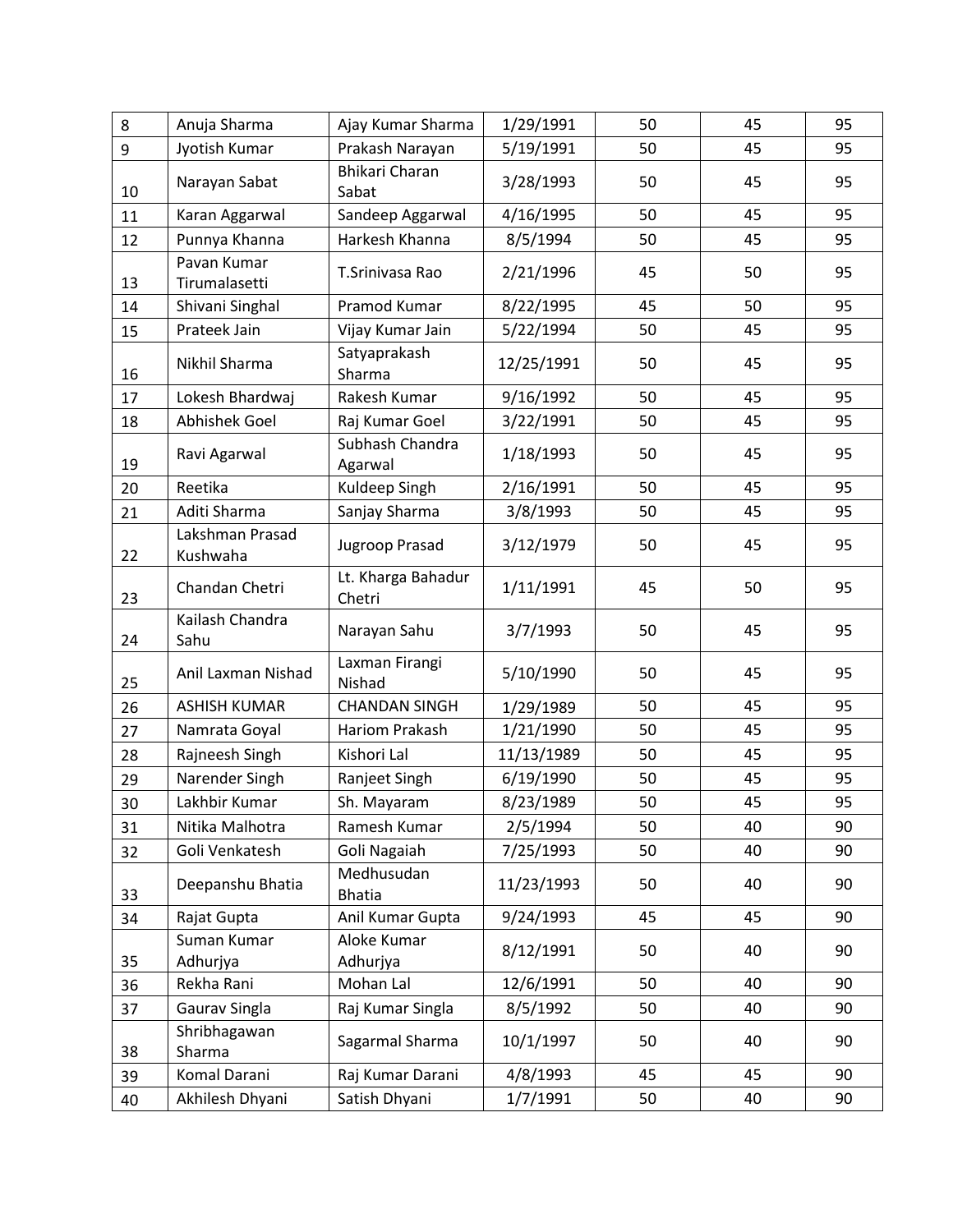| | | | | | | |
|---|---|---|---|---|---|---|
| 8 | Anuja Sharma | Ajay Kumar Sharma | 1/29/1991 | 50 | 45 | 95 |
| 9 | Jyotish Kumar | Prakash Narayan | 5/19/1991 | 50 | 45 | 95 |
| 10 | Narayan Sabat | Bhikari Charan Sabat | 3/28/1993 | 50 | 45 | 95 |
| 11 | Karan Aggarwal | Sandeep Aggarwal | 4/16/1995 | 50 | 45 | 95 |
| 12 | Punnya Khanna | Harkesh Khanna | 8/5/1994 | 50 | 45 | 95 |
| 13 | Pavan Kumar Tirumalasetti | T.Srinivasa Rao | 2/21/1996 | 45 | 50 | 95 |
| 14 | Shivani Singhal | Pramod Kumar | 8/22/1995 | 45 | 50 | 95 |
| 15 | Prateek Jain | Vijay Kumar Jain | 5/22/1994 | 50 | 45 | 95 |
| 16 | Nikhil Sharma | Satyaprakash Sharma | 12/25/1991 | 50 | 45 | 95 |
| 17 | Lokesh Bhardwaj | Rakesh Kumar | 9/16/1992 | 50 | 45 | 95 |
| 18 | Abhishek Goel | Raj Kumar Goel | 3/22/1991 | 50 | 45 | 95 |
| 19 | Ravi Agarwal | Subhash Chandra Agarwal | 1/18/1993 | 50 | 45 | 95 |
| 20 | Reetika | Kuldeep Singh | 2/16/1991 | 50 | 45 | 95 |
| 21 | Aditi Sharma | Sanjay Sharma | 3/8/1993 | 50 | 45 | 95 |
| 22 | Lakshman Prasad Kushwaha | Jugroop Prasad | 3/12/1979 | 50 | 45 | 95 |
| 23 | Chandan Chetri | Lt. Kharga Bahadur Chetri | 1/11/1991 | 45 | 50 | 95 |
| 24 | Kailash Chandra Sahu | Narayan Sahu | 3/7/1993 | 50 | 45 | 95 |
| 25 | Anil Laxman Nishad | Laxman Firangi Nishad | 5/10/1990 | 50 | 45 | 95 |
| 26 | ASHISH KUMAR | CHANDAN SINGH | 1/29/1989 | 50 | 45 | 95 |
| 27 | Namrata Goyal | Hariom Prakash | 1/21/1990 | 50 | 45 | 95 |
| 28 | Rajneesh Singh | Kishori Lal | 11/13/1989 | 50 | 45 | 95 |
| 29 | Narender Singh | Ranjeet Singh | 6/19/1990 | 50 | 45 | 95 |
| 30 | Lakhbir Kumar | Sh. Mayaram | 8/23/1989 | 50 | 45 | 95 |
| 31 | Nitika Malhotra | Ramesh Kumar | 2/5/1994 | 50 | 40 | 90 |
| 32 | Goli Venkatesh | Goli Nagaiah | 7/25/1993 | 50 | 40 | 90 |
| 33 | Deepanshu Bhatia | Medhusudan Bhatia | 11/23/1993 | 50 | 40 | 90 |
| 34 | Rajat Gupta | Anil Kumar Gupta | 9/24/1993 | 45 | 45 | 90 |
| 35 | Suman Kumar Adhurjya | Aloke Kumar Adhurjya | 8/12/1991 | 50 | 40 | 90 |
| 36 | Rekha Rani | Mohan Lal | 12/6/1991 | 50 | 40 | 90 |
| 37 | Gaurav Singla | Raj Kumar Singla | 8/5/1992 | 50 | 40 | 90 |
| 38 | Shribhagawan Sharma | Sagarmal Sharma | 10/1/1997 | 50 | 40 | 90 |
| 39 | Komal Darani | Raj Kumar Darani | 4/8/1993 | 45 | 45 | 90 |
| 40 | Akhilesh Dhyani | Satish Dhyani | 1/7/1991 | 50 | 40 | 90 |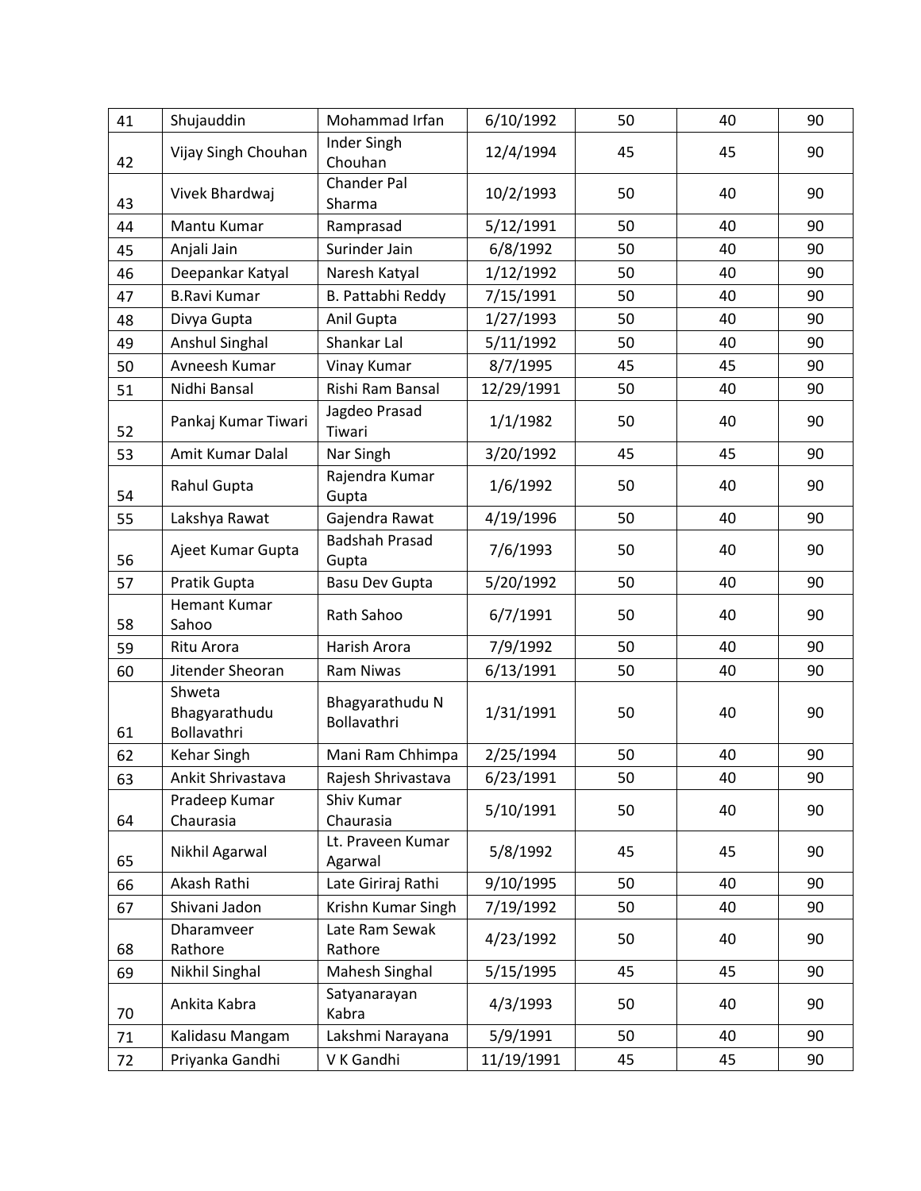| | | | | | | |
|---|---|---|---|---|---|---|
| 41 | Shujauddin | Mohammad Irfan | 6/10/1992 | 50 | 40 | 90 |
| 42 | Vijay Singh Chouhan | Inder Singh Chouhan | 12/4/1994 | 45 | 45 | 90 |
| 43 | Vivek Bhardwaj | Chander Pal Sharma | 10/2/1993 | 50 | 40 | 90 |
| 44 | Mantu Kumar | Ramprasad | 5/12/1991 | 50 | 40 | 90 |
| 45 | Anjali Jain | Surinder Jain | 6/8/1992 | 50 | 40 | 90 |
| 46 | Deepankar Katyal | Naresh Katyal | 1/12/1992 | 50 | 40 | 90 |
| 47 | B.Ravi Kumar | B. Pattabhi Reddy | 7/15/1991 | 50 | 40 | 90 |
| 48 | Divya Gupta | Anil Gupta | 1/27/1993 | 50 | 40 | 90 |
| 49 | Anshul Singhal | Shankar Lal | 5/11/1992 | 50 | 40 | 90 |
| 50 | Avneesh Kumar | Vinay Kumar | 8/7/1995 | 45 | 45 | 90 |
| 51 | Nidhi Bansal | Rishi Ram Bansal | 12/29/1991 | 50 | 40 | 90 |
| 52 | Pankaj Kumar Tiwari | Jagdeo Prasad Tiwari | 1/1/1982 | 50 | 40 | 90 |
| 53 | Amit Kumar Dalal | Nar Singh | 3/20/1992 | 45 | 45 | 90 |
| 54 | Rahul Gupta | Rajendra Kumar Gupta | 1/6/1992 | 50 | 40 | 90 |
| 55 | Lakshya Rawat | Gajendra Rawat | 4/19/1996 | 50 | 40 | 90 |
| 56 | Ajeet Kumar Gupta | Badshah Prasad Gupta | 7/6/1993 | 50 | 40 | 90 |
| 57 | Pratik Gupta | Basu Dev Gupta | 5/20/1992 | 50 | 40 | 90 |
| 58 | Hemant Kumar Sahoo | Rath Sahoo | 6/7/1991 | 50 | 40 | 90 |
| 59 | Ritu Arora | Harish Arora | 7/9/1992 | 50 | 40 | 90 |
| 60 | Jitender Sheoran | Ram Niwas | 6/13/1991 | 50 | 40 | 90 |
| 61 | Shweta Bhagyarathudu Bollavathri | Bhagyarathudu N Bollavathri | 1/31/1991 | 50 | 40 | 90 |
| 62 | Kehar Singh | Mani Ram Chhimpa | 2/25/1994 | 50 | 40 | 90 |
| 63 | Ankit Shrivastava | Rajesh Shrivastava | 6/23/1991 | 50 | 40 | 90 |
| 64 | Pradeep Kumar Chaurasia | Shiv Kumar Chaurasia | 5/10/1991 | 50 | 40 | 90 |
| 65 | Nikhil Agarwal | Lt. Praveen Kumar Agarwal | 5/8/1992 | 45 | 45 | 90 |
| 66 | Akash Rathi | Late Giriraj Rathi | 9/10/1995 | 50 | 40 | 90 |
| 67 | Shivani Jadon | Krishn Kumar Singh | 7/19/1992 | 50 | 40 | 90 |
| 68 | Dharamveer Rathore | Late Ram Sewak Rathore | 4/23/1992 | 50 | 40 | 90 |
| 69 | Nikhil Singhal | Mahesh Singhal | 5/15/1995 | 45 | 45 | 90 |
| 70 | Ankita Kabra | Satyanarayan Kabra | 4/3/1993 | 50 | 40 | 90 |
| 71 | Kalidasu Mangam | Lakshmi Narayana | 5/9/1991 | 50 | 40 | 90 |
| 72 | Priyanka Gandhi | V K Gandhi | 11/19/1991 | 45 | 45 | 90 |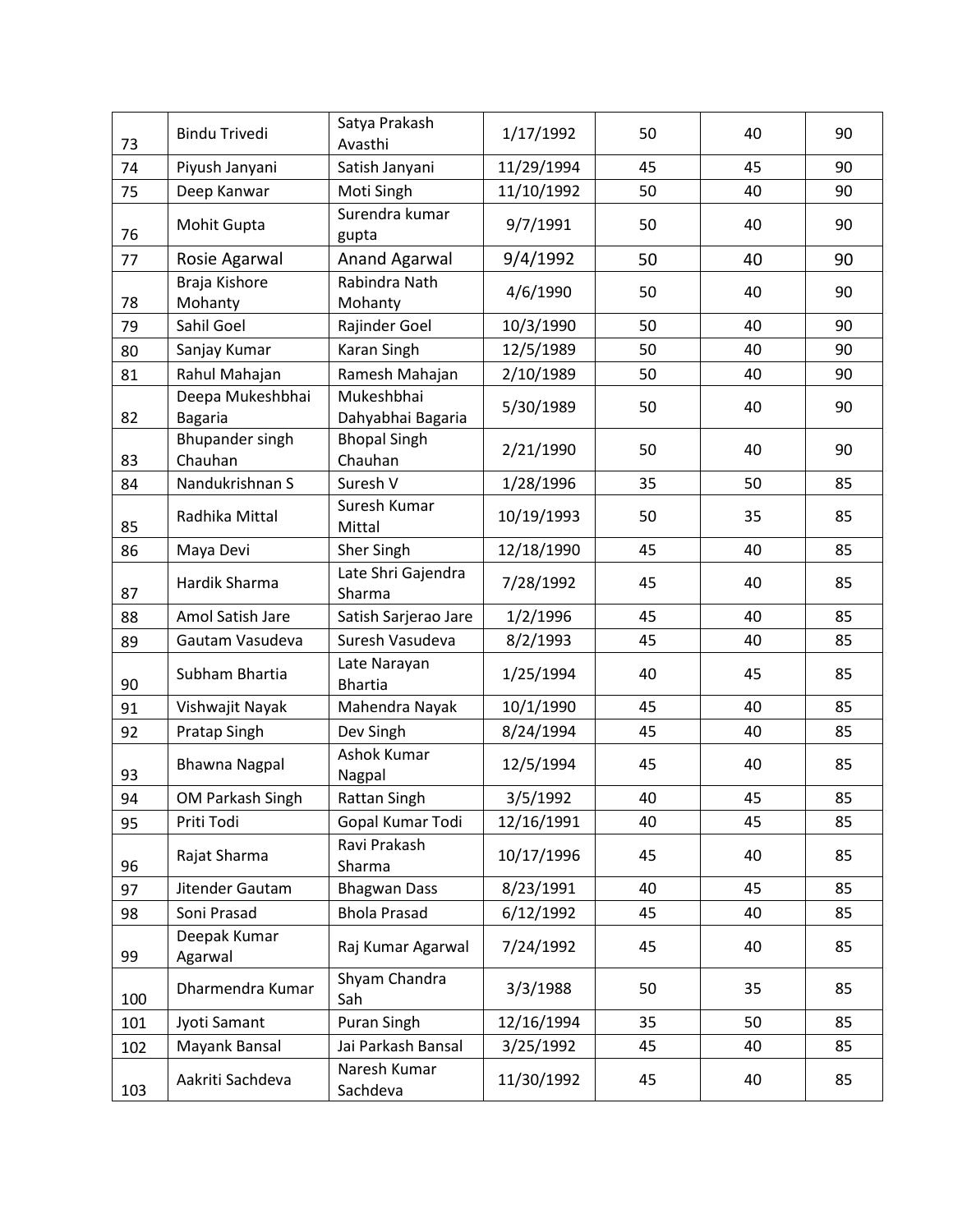| | | | | | | |
|---|---|---|---|---|---|---|
| 73 | Bindu Trivedi | Satya Prakash Avasthi | 1/17/1992 | 50 | 40 | 90 |
| 74 | Piyush Janyani | Satish Janyani | 11/29/1994 | 45 | 45 | 90 |
| 75 | Deep Kanwar | Moti Singh | 11/10/1992 | 50 | 40 | 90 |
| 76 | Mohit Gupta | Surendra kumar gupta | 9/7/1991 | 50 | 40 | 90 |
| 77 | Rosie Agarwal | Anand Agarwal | 9/4/1992 | 50 | 40 | 90 |
| 78 | Braja Kishore Mohanty | Rabindra Nath Mohanty | 4/6/1990 | 50 | 40 | 90 |
| 79 | Sahil Goel | Rajinder Goel | 10/3/1990 | 50 | 40 | 90 |
| 80 | Sanjay Kumar | Karan Singh | 12/5/1989 | 50 | 40 | 90 |
| 81 | Rahul Mahajan | Ramesh Mahajan | 2/10/1989 | 50 | 40 | 90 |
| 82 | Deepa Mukeshbhai Bagaria | Mukeshbhai Dahyabhai Bagaria | 5/30/1989 | 50 | 40 | 90 |
| 83 | Bhupander singh Chauhan | Bhopal Singh Chauhan | 2/21/1990 | 50 | 40 | 90 |
| 84 | Nandukrishnan S | Suresh V | 1/28/1996 | 35 | 50 | 85 |
| 85 | Radhika Mittal | Suresh Kumar Mittal | 10/19/1993 | 50 | 35 | 85 |
| 86 | Maya Devi | Sher Singh | 12/18/1990 | 45 | 40 | 85 |
| 87 | Hardik Sharma | Late Shri Gajendra Sharma | 7/28/1992 | 45 | 40 | 85 |
| 88 | Amol Satish Jare | Satish Sarjerao Jare | 1/2/1996 | 45 | 40 | 85 |
| 89 | Gautam Vasudeva | Suresh Vasudeva | 8/2/1993 | 45 | 40 | 85 |
| 90 | Subham Bhartia | Late Narayan Bhartia | 1/25/1994 | 40 | 45 | 85 |
| 91 | Vishwajit Nayak | Mahendra Nayak | 10/1/1990 | 45 | 40 | 85 |
| 92 | Pratap Singh | Dev Singh | 8/24/1994 | 45 | 40 | 85 |
| 93 | Bhawna Nagpal | Ashok Kumar Nagpal | 12/5/1994 | 45 | 40 | 85 |
| 94 | OM Parkash Singh | Rattan Singh | 3/5/1992 | 40 | 45 | 85 |
| 95 | Priti Todi | Gopal Kumar Todi | 12/16/1991 | 40 | 45 | 85 |
| 96 | Rajat Sharma | Ravi Prakash Sharma | 10/17/1996 | 45 | 40 | 85 |
| 97 | Jitender Gautam | Bhagwan Dass | 8/23/1991 | 40 | 45 | 85 |
| 98 | Soni Prasad | Bhola Prasad | 6/12/1992 | 45 | 40 | 85 |
| 99 | Deepak Kumar Agarwal | Raj Kumar Agarwal | 7/24/1992 | 45 | 40 | 85 |
| 100 | Dharmendra Kumar | Shyam Chandra Sah | 3/3/1988 | 50 | 35 | 85 |
| 101 | Jyoti Samant | Puran Singh | 12/16/1994 | 35 | 50 | 85 |
| 102 | Mayank Bansal | Jai Parkash Bansal | 3/25/1992 | 45 | 40 | 85 |
| 103 | Aakriti Sachdeva | Naresh Kumar Sachdeva | 11/30/1992 | 45 | 40 | 85 |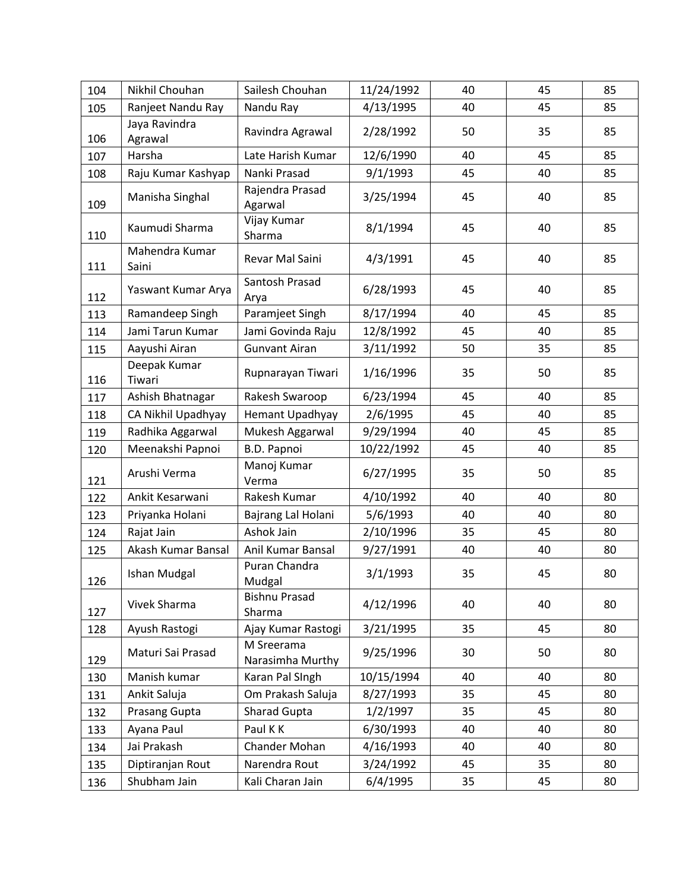| | | | | | | |
|---|---|---|---|---|---|---|
| 104 | Nikhil Chouhan | Sailesh Chouhan | 11/24/1992 | 40 | 45 | 85 |
| 105 | Ranjeet Nandu Ray | Nandu Ray | 4/13/1995 | 40 | 45 | 85 |
| 106 | Jaya Ravindra Agrawal | Ravindra Agrawal | 2/28/1992 | 50 | 35 | 85 |
| 107 | Harsha | Late Harish Kumar | 12/6/1990 | 40 | 45 | 85 |
| 108 | Raju Kumar Kashyap | Nanki Prasad | 9/1/1993 | 45 | 40 | 85 |
| 109 | Manisha Singhal | Rajendra Prasad Agarwal | 3/25/1994 | 45 | 40 | 85 |
| 110 | Kaumudi Sharma | Vijay Kumar Sharma | 8/1/1994 | 45 | 40 | 85 |
| 111 | Mahendra Kumar Saini | Revar Mal Saini | 4/3/1991 | 45 | 40 | 85 |
| 112 | Yaswant Kumar Arya | Santosh Prasad Arya | 6/28/1993 | 45 | 40 | 85 |
| 113 | Ramandeep Singh | Paramjeet Singh | 8/17/1994 | 40 | 45 | 85 |
| 114 | Jami Tarun Kumar | Jami Govinda Raju | 12/8/1992 | 45 | 40 | 85 |
| 115 | Aayushi Airan | Gunvant Airan | 3/11/1992 | 50 | 35 | 85 |
| 116 | Deepak Kumar Tiwari | Rupnarayan Tiwari | 1/16/1996 | 35 | 50 | 85 |
| 117 | Ashish Bhatnagar | Rakesh Swaroop | 6/23/1994 | 45 | 40 | 85 |
| 118 | CA Nikhil Upadhyay | Hemant Upadhyay | 2/6/1995 | 45 | 40 | 85 |
| 119 | Radhika Aggarwal | Mukesh Aggarwal | 9/29/1994 | 40 | 45 | 85 |
| 120 | Meenakshi Papnoi | B.D. Papnoi | 10/22/1992 | 45 | 40 | 85 |
| 121 | Arushi Verma | Manoj Kumar Verma | 6/27/1995 | 35 | 50 | 85 |
| 122 | Ankit Kesarwani | Rakesh Kumar | 4/10/1992 | 40 | 40 | 80 |
| 123 | Priyanka Holani | Bajrang Lal Holani | 5/6/1993 | 40 | 40 | 80 |
| 124 | Rajat Jain | Ashok Jain | 2/10/1996 | 35 | 45 | 80 |
| 125 | Akash Kumar Bansal | Anil Kumar Bansal | 9/27/1991 | 40 | 40 | 80 |
| 126 | Ishan Mudgal | Puran Chandra Mudgal | 3/1/1993 | 35 | 45 | 80 |
| 127 | Vivek Sharma | Bishnu Prasad Sharma | 4/12/1996 | 40 | 40 | 80 |
| 128 | Ayush Rastogi | Ajay Kumar Rastogi | 3/21/1995 | 35 | 45 | 80 |
| 129 | Maturi Sai Prasad | M Sreerama Narasimha Murthy | 9/25/1996 | 30 | 50 | 80 |
| 130 | Manish kumar | Karan Pal SIngh | 10/15/1994 | 40 | 40 | 80 |
| 131 | Ankit Saluja | Om Prakash Saluja | 8/27/1993 | 35 | 45 | 80 |
| 132 | Prasang Gupta | Sharad Gupta | 1/2/1997 | 35 | 45 | 80 |
| 133 | Ayana Paul | Paul K K | 6/30/1993 | 40 | 40 | 80 |
| 134 | Jai Prakash | Chander Mohan | 4/16/1993 | 40 | 40 | 80 |
| 135 | Diptiranjan Rout | Narendra Rout | 3/24/1992 | 45 | 35 | 80 |
| 136 | Shubham Jain | Kali Charan Jain | 6/4/1995 | 35 | 45 | 80 |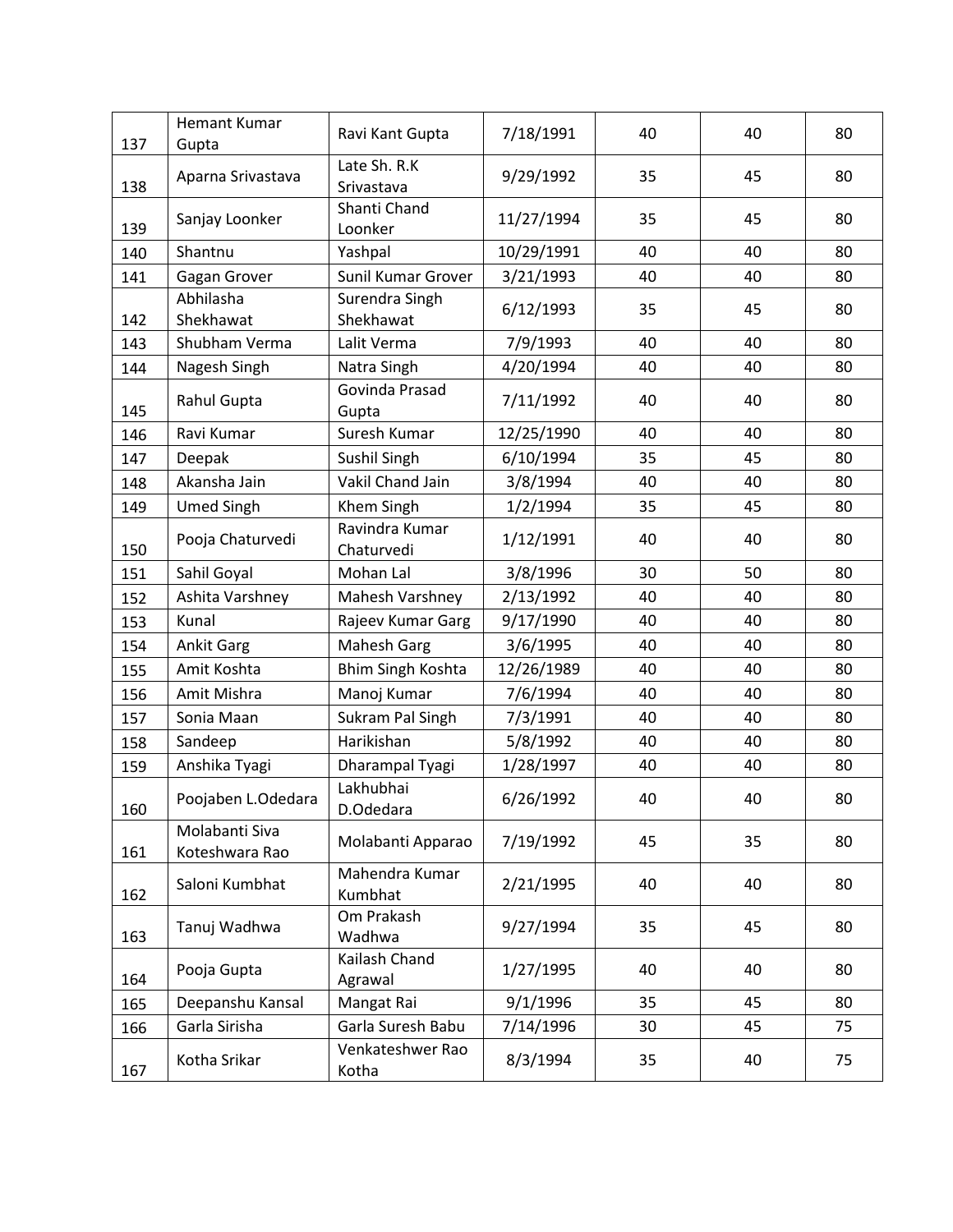| | | | | | | |
|---|---|---|---|---|---|---|
| 137 | Hemant Kumar Gupta | Ravi Kant Gupta | 7/18/1991 | 40 | 40 | 80 |
| 138 | Aparna Srivastava | Late Sh. R.K Srivastava | 9/29/1992 | 35 | 45 | 80 |
| 139 | Sanjay Loonker | Shanti Chand Loonker | 11/27/1994 | 35 | 45 | 80 |
| 140 | Shantnu | Yashpal | 10/29/1991 | 40 | 40 | 80 |
| 141 | Gagan Grover | Sunil Kumar Grover | 3/21/1993 | 40 | 40 | 80 |
| 142 | Abhilasha Shekhawat | Surendra Singh Shekhawat | 6/12/1993 | 35 | 45 | 80 |
| 143 | Shubham Verma | Lalit Verma | 7/9/1993 | 40 | 40 | 80 |
| 144 | Nagesh Singh | Natra Singh | 4/20/1994 | 40 | 40 | 80 |
| 145 | Rahul Gupta | Govinda Prasad Gupta | 7/11/1992 | 40 | 40 | 80 |
| 146 | Ravi Kumar | Suresh Kumar | 12/25/1990 | 40 | 40 | 80 |
| 147 | Deepak | Sushil Singh | 6/10/1994 | 35 | 45 | 80 |
| 148 | Akansha Jain | Vakil Chand Jain | 3/8/1994 | 40 | 40 | 80 |
| 149 | Umed Singh | Khem Singh | 1/2/1994 | 35 | 45 | 80 |
| 150 | Pooja Chaturvedi | Ravindra Kumar Chaturvedi | 1/12/1991 | 40 | 40 | 80 |
| 151 | Sahil Goyal | Mohan Lal | 3/8/1996 | 30 | 50 | 80 |
| 152 | Ashita Varshney | Mahesh Varshney | 2/13/1992 | 40 | 40 | 80 |
| 153 | Kunal | Rajeev Kumar Garg | 9/17/1990 | 40 | 40 | 80 |
| 154 | Ankit Garg | Mahesh Garg | 3/6/1995 | 40 | 40 | 80 |
| 155 | Amit Koshta | Bhim Singh Koshta | 12/26/1989 | 40 | 40 | 80 |
| 156 | Amit Mishra | Manoj Kumar | 7/6/1994 | 40 | 40 | 80 |
| 157 | Sonia Maan | Sukram Pal Singh | 7/3/1991 | 40 | 40 | 80 |
| 158 | Sandeep | Harikishan | 5/8/1992 | 40 | 40 | 80 |
| 159 | Anshika Tyagi | Dharampal Tyagi | 1/28/1997 | 40 | 40 | 80 |
| 160 | Poojaben L.Odedara | Lakhubhai D.Odedara | 6/26/1992 | 40 | 40 | 80 |
| 161 | Molabanti Siva Koteshwara Rao | Molabanti Apparao | 7/19/1992 | 45 | 35 | 80 |
| 162 | Saloni Kumbhat | Mahendra Kumar Kumbhat | 2/21/1995 | 40 | 40 | 80 |
| 163 | Tanuj Wadhwa | Om Prakash Wadhwa | 9/27/1994 | 35 | 45 | 80 |
| 164 | Pooja Gupta | Kailash Chand Agrawal | 1/27/1995 | 40 | 40 | 80 |
| 165 | Deepanshu Kansal | Mangat Rai | 9/1/1996 | 35 | 45 | 80 |
| 166 | Garla Sirisha | Garla Suresh Babu | 7/14/1996 | 30 | 45 | 75 |
| 167 | Kotha Srikar | Venkateshwer Rao Kotha | 8/3/1994 | 35 | 40 | 75 |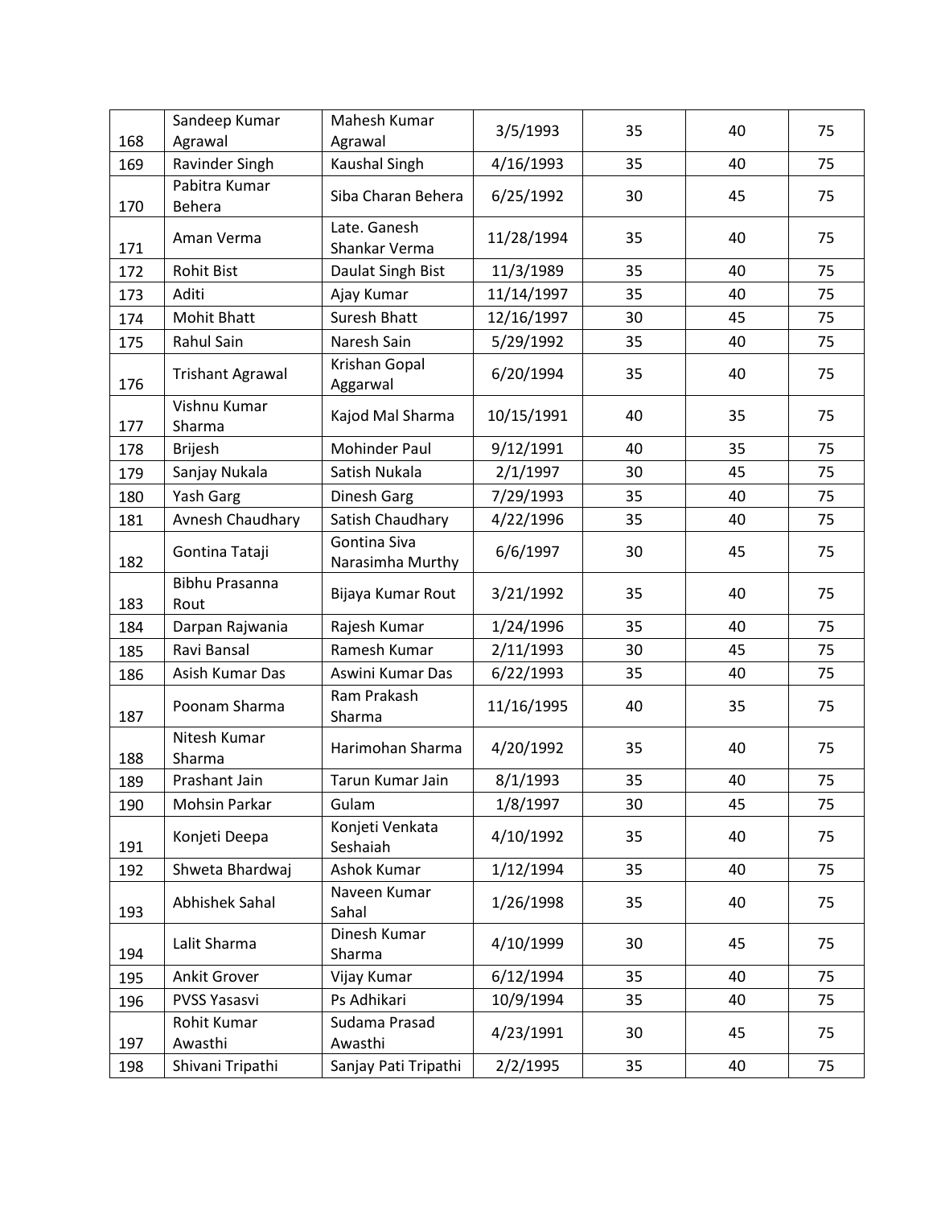| | | | | | | |
|---|---|---|---|---|---|---|
| 168 | Sandeep Kumar Agrawal | Mahesh Kumar Agrawal | 3/5/1993 | 35 | 40 | 75 |
| 169 | Ravinder Singh | Kaushal Singh | 4/16/1993 | 35 | 40 | 75 |
| 170 | Pabitra Kumar Behera | Siba Charan Behera | 6/25/1992 | 30 | 45 | 75 |
| 171 | Aman Verma | Late. Ganesh Shankar Verma | 11/28/1994 | 35 | 40 | 75 |
| 172 | Rohit Bist | Daulat Singh Bist | 11/3/1989 | 35 | 40 | 75 |
| 173 | Aditi | Ajay Kumar | 11/14/1997 | 35 | 40 | 75 |
| 174 | Mohit Bhatt | Suresh Bhatt | 12/16/1997 | 30 | 45 | 75 |
| 175 | Rahul Sain | Naresh Sain | 5/29/1992 | 35 | 40 | 75 |
| 176 | Trishant Agrawal | Krishan Gopal Aggarwal | 6/20/1994 | 35 | 40 | 75 |
| 177 | Vishnu Kumar Sharma | Kajod Mal Sharma | 10/15/1991 | 40 | 35 | 75 |
| 178 | Brijesh | Mohinder Paul | 9/12/1991 | 40 | 35 | 75 |
| 179 | Sanjay Nukala | Satish Nukala | 2/1/1997 | 30 | 45 | 75 |
| 180 | Yash Garg | Dinesh Garg | 7/29/1993 | 35 | 40 | 75 |
| 181 | Avnesh Chaudhary | Satish Chaudhary | 4/22/1996 | 35 | 40 | 75 |
| 182 | Gontina Tataji | Gontina Siva Narasimha Murthy | 6/6/1997 | 30 | 45 | 75 |
| 183 | Bibhu Prasanna Rout | Bijaya Kumar Rout | 3/21/1992 | 35 | 40 | 75 |
| 184 | Darpan Rajwania | Rajesh Kumar | 1/24/1996 | 35 | 40 | 75 |
| 185 | Ravi Bansal | Ramesh Kumar | 2/11/1993 | 30 | 45 | 75 |
| 186 | Asish Kumar Das | Aswini Kumar Das | 6/22/1993 | 35 | 40 | 75 |
| 187 | Poonam Sharma | Ram Prakash Sharma | 11/16/1995 | 40 | 35 | 75 |
| 188 | Nitesh Kumar Sharma | Harimohan Sharma | 4/20/1992 | 35 | 40 | 75 |
| 189 | Prashant Jain | Tarun Kumar Jain | 8/1/1993 | 35 | 40 | 75 |
| 190 | Mohsin Parkar | Gulam | 1/8/1997 | 30 | 45 | 75 |
| 191 | Konjeti Deepa | Konjeti Venkata Seshaiah | 4/10/1992 | 35 | 40 | 75 |
| 192 | Shweta Bhardwaj | Ashok Kumar | 1/12/1994 | 35 | 40 | 75 |
| 193 | Abhishek Sahal | Naveen Kumar Sahal | 1/26/1998 | 35 | 40 | 75 |
| 194 | Lalit Sharma | Dinesh Kumar Sharma | 4/10/1999 | 30 | 45 | 75 |
| 195 | Ankit Grover | Vijay Kumar | 6/12/1994 | 35 | 40 | 75 |
| 196 | PVSS Yasasvi | Ps Adhikari | 10/9/1994 | 35 | 40 | 75 |
| 197 | Rohit Kumar Awasthi | Sudama Prasad Awasthi | 4/23/1991 | 30 | 45 | 75 |
| 198 | Shivani Tripathi | Sanjay Pati Tripathi | 2/2/1995 | 35 | 40 | 75 |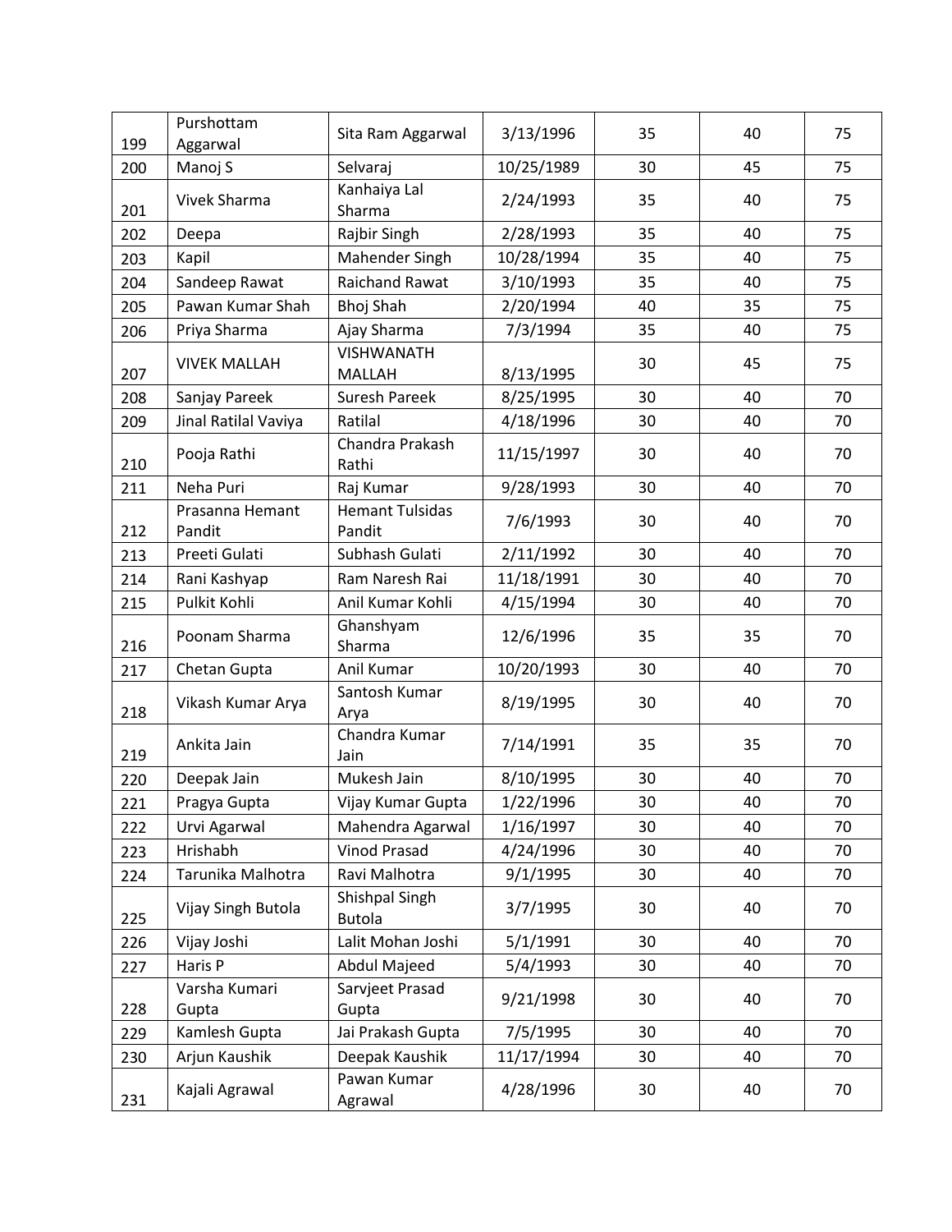| | | | | | | |
|---|---|---|---|---|---|---|
| 199 | Purshottam Aggarwal | Sita Ram Aggarwal | 3/13/1996 | 35 | 40 | 75 |
| 200 | Manoj S | Selvaraj | 10/25/1989 | 30 | 45 | 75 |
| 201 | Vivek Sharma | Kanhaiya Lal Sharma | 2/24/1993 | 35 | 40 | 75 |
| 202 | Deepa | Rajbir Singh | 2/28/1993 | 35 | 40 | 75 |
| 203 | Kapil | Mahender Singh | 10/28/1994 | 35 | 40 | 75 |
| 204 | Sandeep Rawat | Raichand Rawat | 3/10/1993 | 35 | 40 | 75 |
| 205 | Pawan Kumar Shah | Bhoj Shah | 2/20/1994 | 40 | 35 | 75 |
| 206 | Priya Sharma | Ajay Sharma | 7/3/1994 | 35 | 40 | 75 |
| 207 | VIVEK MALLAH | VISHWANATH MALLAH | 8/13/1995 | 30 | 45 | 75 |
| 208 | Sanjay Pareek | Suresh Pareek | 8/25/1995 | 30 | 40 | 70 |
| 209 | Jinal Ratilal Vaviya | Ratilal | 4/18/1996 | 30 | 40 | 70 |
| 210 | Pooja Rathi | Chandra Prakash Rathi | 11/15/1997 | 30 | 40 | 70 |
| 211 | Neha Puri | Raj Kumar | 9/28/1993 | 30 | 40 | 70 |
| 212 | Prasanna Hemant Pandit | Hemant Tulsidas Pandit | 7/6/1993 | 30 | 40 | 70 |
| 213 | Preeti Gulati | Subhash Gulati | 2/11/1992 | 30 | 40 | 70 |
| 214 | Rani Kashyap | Ram Naresh Rai | 11/18/1991 | 30 | 40 | 70 |
| 215 | Pulkit Kohli | Anil Kumar Kohli | 4/15/1994 | 30 | 40 | 70 |
| 216 | Poonam Sharma | Ghanshyam Sharma | 12/6/1996 | 35 | 35 | 70 |
| 217 | Chetan Gupta | Anil Kumar | 10/20/1993 | 30 | 40 | 70 |
| 218 | Vikash Kumar Arya | Santosh Kumar Arya | 8/19/1995 | 30 | 40 | 70 |
| 219 | Ankita Jain | Chandra Kumar Jain | 7/14/1991 | 35 | 35 | 70 |
| 220 | Deepak Jain | Mukesh Jain | 8/10/1995 | 30 | 40 | 70 |
| 221 | Pragya Gupta | Vijay Kumar Gupta | 1/22/1996 | 30 | 40 | 70 |
| 222 | Urvi Agarwal | Mahendra Agarwal | 1/16/1997 | 30 | 40 | 70 |
| 223 | Hrishabh | Vinod Prasad | 4/24/1996 | 30 | 40 | 70 |
| 224 | Tarunika Malhotra | Ravi Malhotra | 9/1/1995 | 30 | 40 | 70 |
| 225 | Vijay Singh Butola | Shishpal Singh Butola | 3/7/1995 | 30 | 40 | 70 |
| 226 | Vijay Joshi | Lalit Mohan Joshi | 5/1/1991 | 30 | 40 | 70 |
| 227 | Haris P | Abdul Majeed | 5/4/1993 | 30 | 40 | 70 |
| 228 | Varsha Kumari Gupta | Sarvjeet Prasad Gupta | 9/21/1998 | 30 | 40 | 70 |
| 229 | Kamlesh Gupta | Jai Prakash Gupta | 7/5/1995 | 30 | 40 | 70 |
| 230 | Arjun Kaushik | Deepak Kaushik | 11/17/1994 | 30 | 40 | 70 |
| 231 | Kajali Agrawal | Pawan Kumar Agrawal | 4/28/1996 | 30 | 40 | 70 |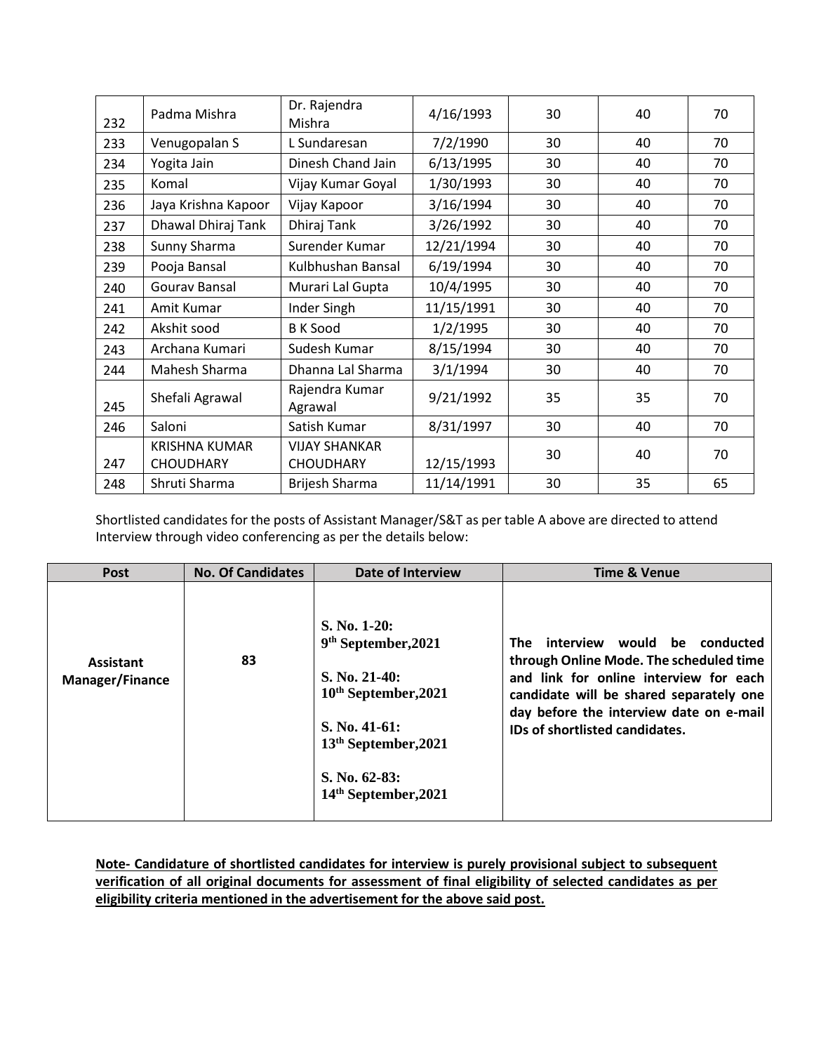| 232 | Padma Mishra | Dr. Rajendra Mishra | 4/16/1993 | 30 | 40 | 70 |
|---|---|---|---|---|---|---|
| 233 | Venugopalan S | L Sundaresan | 7/2/1990 | 30 | 40 | 70 |
| 234 | Yogita Jain | Dinesh Chand Jain | 6/13/1995 | 30 | 40 | 70 |
| 235 | Komal | Vijay Kumar Goyal | 1/30/1993 | 30 | 40 | 70 |
| 236 | Jaya Krishna Kapoor | Vijay Kapoor | 3/16/1994 | 30 | 40 | 70 |
| 237 | Dhawal Dhiraj Tank | Dhiraj Tank | 3/26/1992 | 30 | 40 | 70 |
| 238 | Sunny Sharma | Surender Kumar | 12/21/1994 | 30 | 40 | 70 |
| 239 | Pooja Bansal | Kulbhushan Bansal | 6/19/1994 | 30 | 40 | 70 |
| 240 | Gourav Bansal | Murari Lal Gupta | 10/4/1995 | 30 | 40 | 70 |
| 241 | Amit Kumar | Inder Singh | 11/15/1991 | 30 | 40 | 70 |
| 242 | Akshit sood | B K Sood | 1/2/1995 | 30 | 40 | 70 |
| 243 | Archana Kumari | Sudesh Kumar | 8/15/1994 | 30 | 40 | 70 |
| 244 | Mahesh Sharma | Dhanna Lal Sharma | 3/1/1994 | 30 | 40 | 70 |
| 245 | Shefali Agrawal | Rajendra Kumar Agrawal | 9/21/1992 | 35 | 35 | 70 |
| 246 | Saloni | Satish Kumar | 8/31/1997 | 30 | 40 | 70 |
| 247 | KRISHNA KUMAR CHOUDHARY | VIJAY SHANKAR CHOUDHARY | 12/15/1993 | 30 | 40 | 70 |
| 248 | Shruti Sharma | Brijesh Sharma | 11/14/1991 | 30 | 35 | 65 |

Shortlisted candidates for the posts of Assistant Manager/S&T as per table A above are directed to attend Interview through video conferencing as per the details below:

| Post | No. Of Candidates | Date of Interview | Time & Venue |
|---|---|---|---|
| **Assistant Manager/Finance** | **83** | **S. No. 1-20:** **9th September,2021**<br><br>**S. No. 21-40:** **10th September,2021**<br><br>**S. No. 41-61:** **13th September,2021**<br><br>**S. No. 62-83:** **14th September,2021** | **The interview would be conducted through Online Mode. The scheduled time and link for online interview for each candidate will be shared separately one day before the interview date on e-mail IDs of shortlisted candidates.** |

<u>**Note- Candidature of shortlisted candidates for interview is purely provisional subject to subsequent verification of all original documents for assessment of final eligibility of selected candidates as per eligibility criteria mentioned in the advertisement for the above said post.**</u>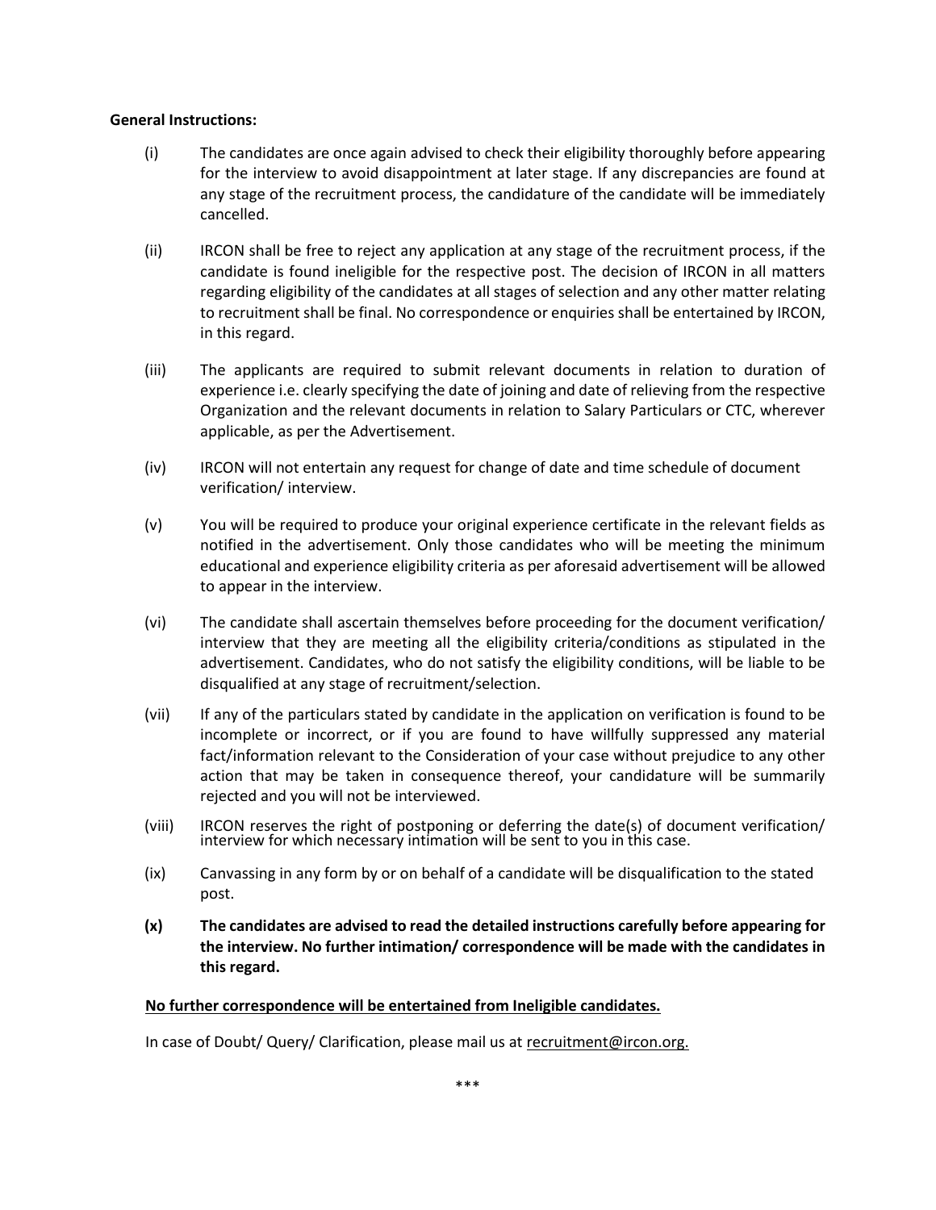**General Instructions:**

(i) The candidates are once again advised to check their eligibility thoroughly before appearing for the interview to avoid disappointment at later stage. If any discrepancies are found at any stage of the recruitment process, the candidature of the candidate will be immediately cancelled.

(ii) IRCON shall be free to reject any application at any stage of the recruitment process, if the candidate is found ineligible for the respective post. The decision of IRCON in all matters regarding eligibility of the candidates at all stages of selection and any other matter relating to recruitment shall be final. No correspondence or enquiries shall be entertained by IRCON, in this regard.

(iii) The applicants are required to submit relevant documents in relation to duration of experience i.e. clearly specifying the date of joining and date of relieving from the respective Organization and the relevant documents in relation to Salary Particulars or CTC, wherever applicable, as per the Advertisement.

(iv) IRCON will not entertain any request for change of date and time schedule of document verification/ interview.

(v) You will be required to produce your original experience certificate in the relevant fields as notified in the advertisement. Only those candidates who will be meeting the minimum educational and experience eligibility criteria as per aforesaid advertisement will be allowed to appear in the interview.

(vi) The candidate shall ascertain themselves before proceeding for the document verification/ interview that they are meeting all the eligibility criteria/conditions as stipulated in the advertisement. Candidates, who do not satisfy the eligibility conditions, will be liable to be disqualified at any stage of recruitment/selection.

(vii) If any of the particulars stated by candidate in the application on verification is found to be incomplete or incorrect, or if you are found to have willfully suppressed any material fact/information relevant to the Consideration of your case without prejudice to any other action that may be taken in consequence thereof, your candidature will be summarily rejected and you will not be interviewed.

(viii) IRCON reserves the right of postponing or deferring the date(s) of document verification/ interview for which necessary intimation will be sent to you in this case.

(ix) Canvassing in any form by or on behalf of a candidate will be disqualification to the stated post.

**(x) The candidates are advised to read the detailed instructions carefully before appearing for the interview. No further intimation/ correspondence will be made with the candidates in this regard.**

**<u>No further correspondence will be entertained from Ineligible candidates.</u>**

In case of Doubt/ Query/ Clarification, please mail us at recruitment@ircon.org.

***